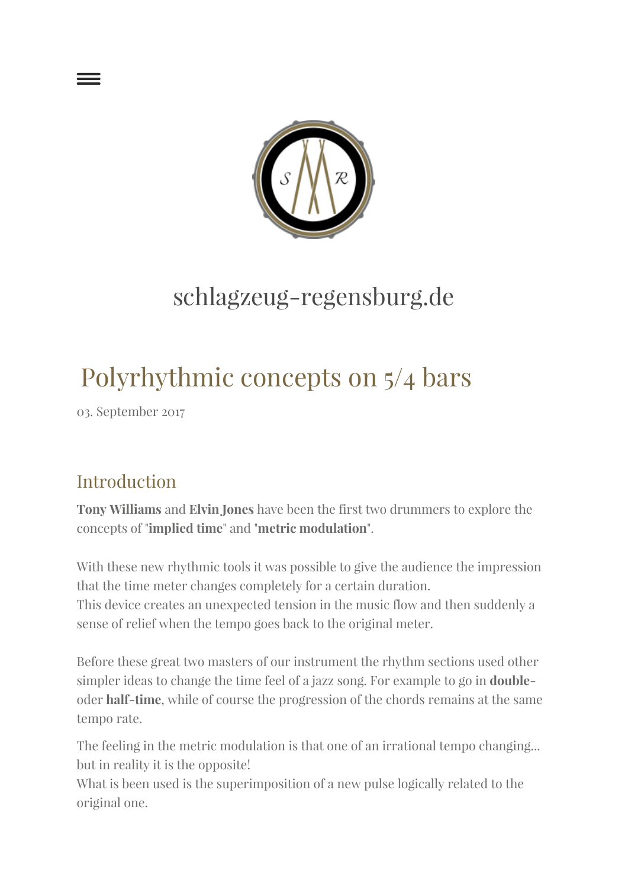schlagzeug-regensburg.de

# Polyrhythmic concepts on 5/4 bars

03. September 2017

## Introduction

**Tony Williams** and **Elvin Jones** have been the first two drummers to explore the concepts of "**implied time**" and "**metric modulation**".

With these new rhythmic tools it was possible to give the audience the impression that the time meter changes completely for a certain duration.
This device creates an unexpected tension in the music flow and then suddenly a sense of relief when the tempo goes back to the original meter.

Before these great two masters of our instrument the rhythm sections used other simpler ideas to change the time feel of a jazz song. For example to go in **double-** oder **half-time**, while of course the progression of the chords remains at the same tempo rate.

The feeling in the metric modulation is that one of an irrational tempo changing... but in reality it is the opposite!
What is been used is the superimposition of a new pulse logically related to the original one.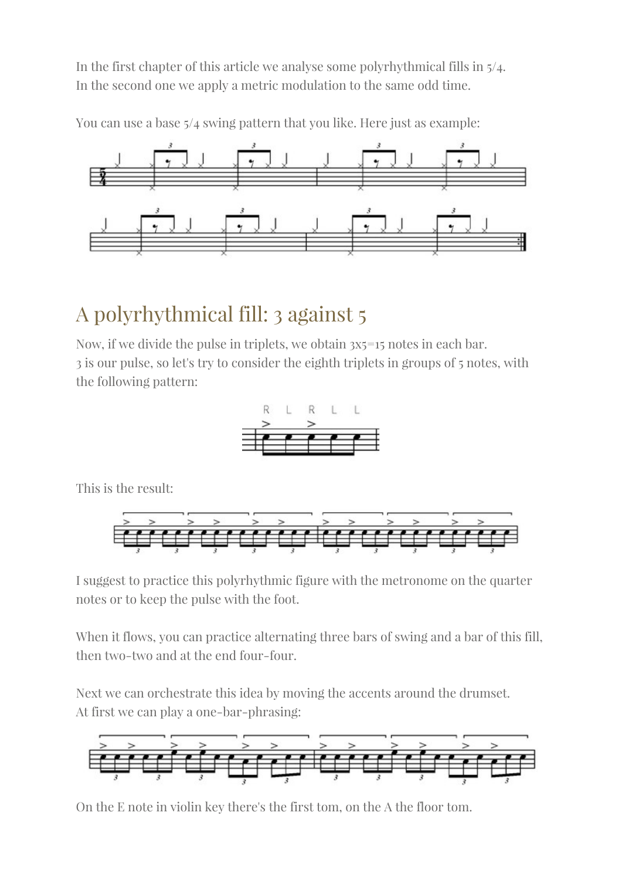In the first chapter of this article we analyse some polyrhythmical fills in 5/4.
In the second one we apply a metric modulation to the same odd time.

You can use a base 5/4 swing pattern that you like. Here just as example:

## A polyrhythmical fill: 3 against 5

Now, if we divide the pulse in triplets, we obtain 3x5=15 notes in each bar.
3 is our pulse, so let's try to consider the eighth triplets in groups of 5 notes, with the following pattern:

This is the result:

I suggest to practice this polyrhythmic figure with the metronome on the quarter notes or to keep the pulse with the foot.

When it flows, you can practice alternating three bars of swing and a bar of this fill, then two-two and at the end four-four.

Next we can orchestrate this idea by moving the accents around the drumset.
At first we can play a one-bar-phrasing:

On the E note in violin key there's the first tom, on the A the floor tom.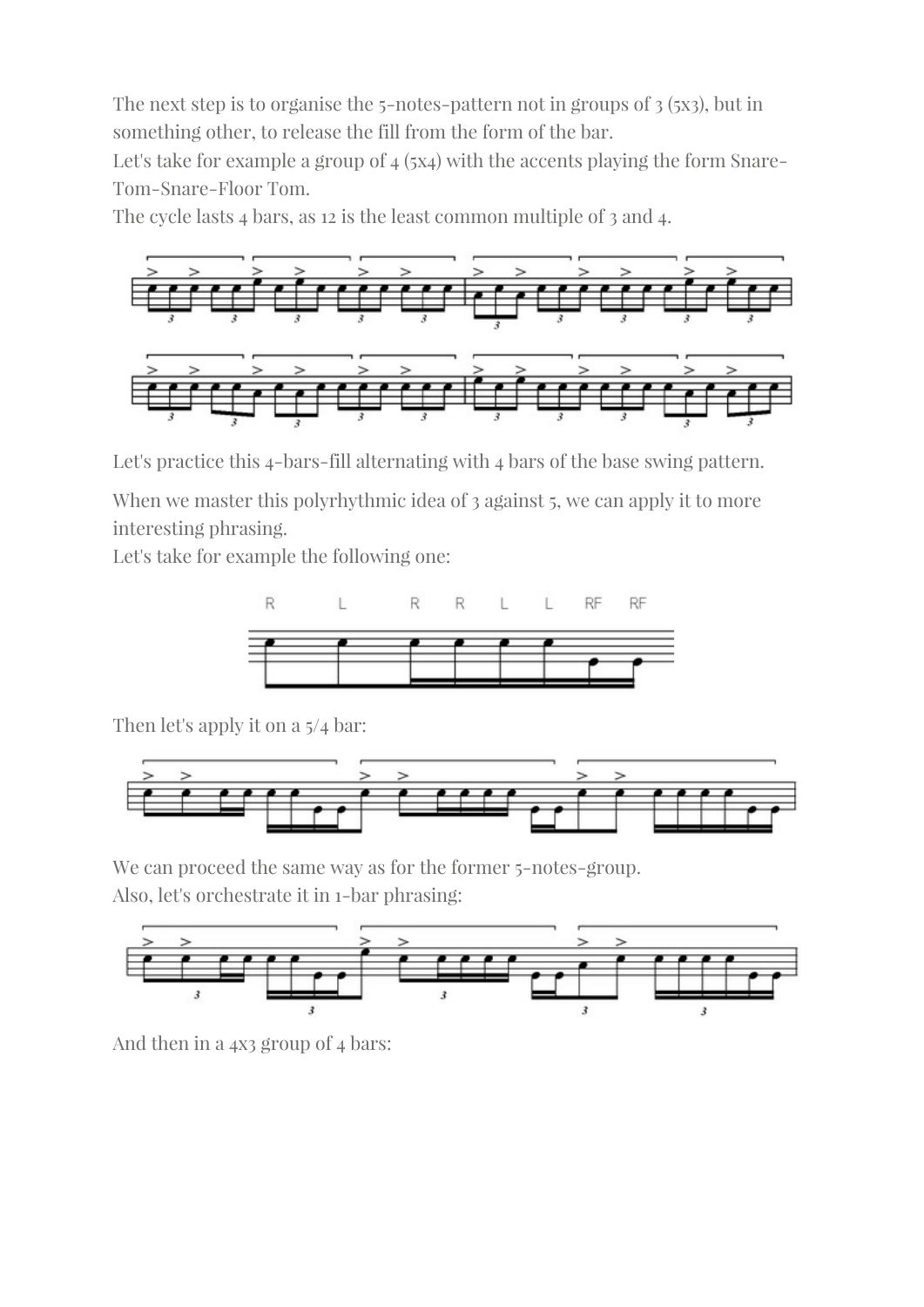The next step is to organise the 5-notes-pattern not in groups of 3 (5x3), but in something other, to release the fill from the form of the bar.
Let's take for example a group of 4 (5x4) with the accents playing the form Snare-Tom-Snare-Floor Tom.
The cycle lasts 4 bars, as 12 is the least common multiple of 3 and 4.

Let's practice this 4-bars-fill alternating with 4 bars of the base swing pattern.

When we master this polyrhythmic idea of 3 against 5, we can apply it to more interesting phrasing.
Let's take for example the following one:

Then let's apply it on a 5/4 bar:

We can proceed the same way as for the former 5-notes-group.
Also, let's orchestrate it in 1-bar phrasing:

And then in a 4x3 group of 4 bars: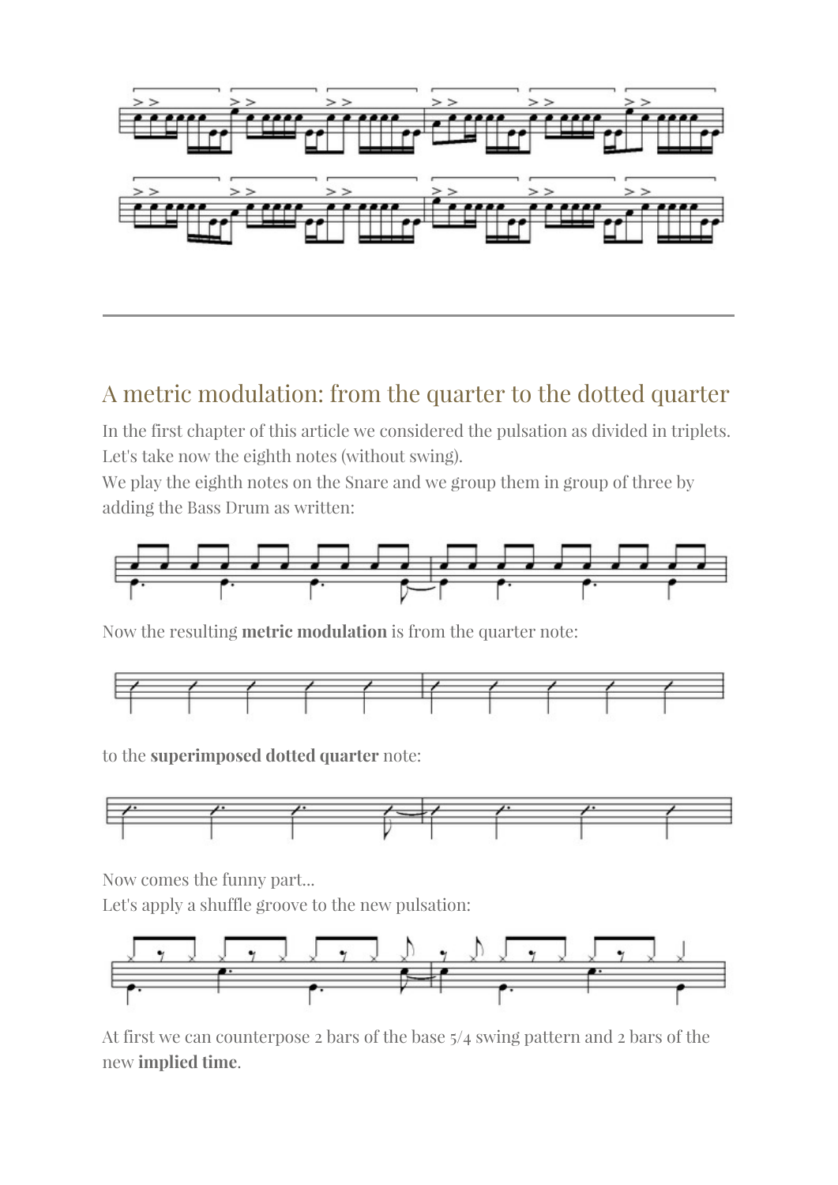## A metric modulation: from the quarter to the dotted quarter

In the first chapter of this article we considered the pulsation as divided in triplets. Let's take now the eighth notes (without swing).
We play the eighth notes on the Snare and we group them in group of three by adding the Bass Drum as written:

Now the resulting **metric modulation** is from the quarter note:

to the **superimposed dotted quarter** note:

Now comes the funny part...
Let's apply a shuffle groove to the new pulsation:

At first we can counterpose 2 bars of the base 5/4 swing pattern and 2 bars of the new **implied time**.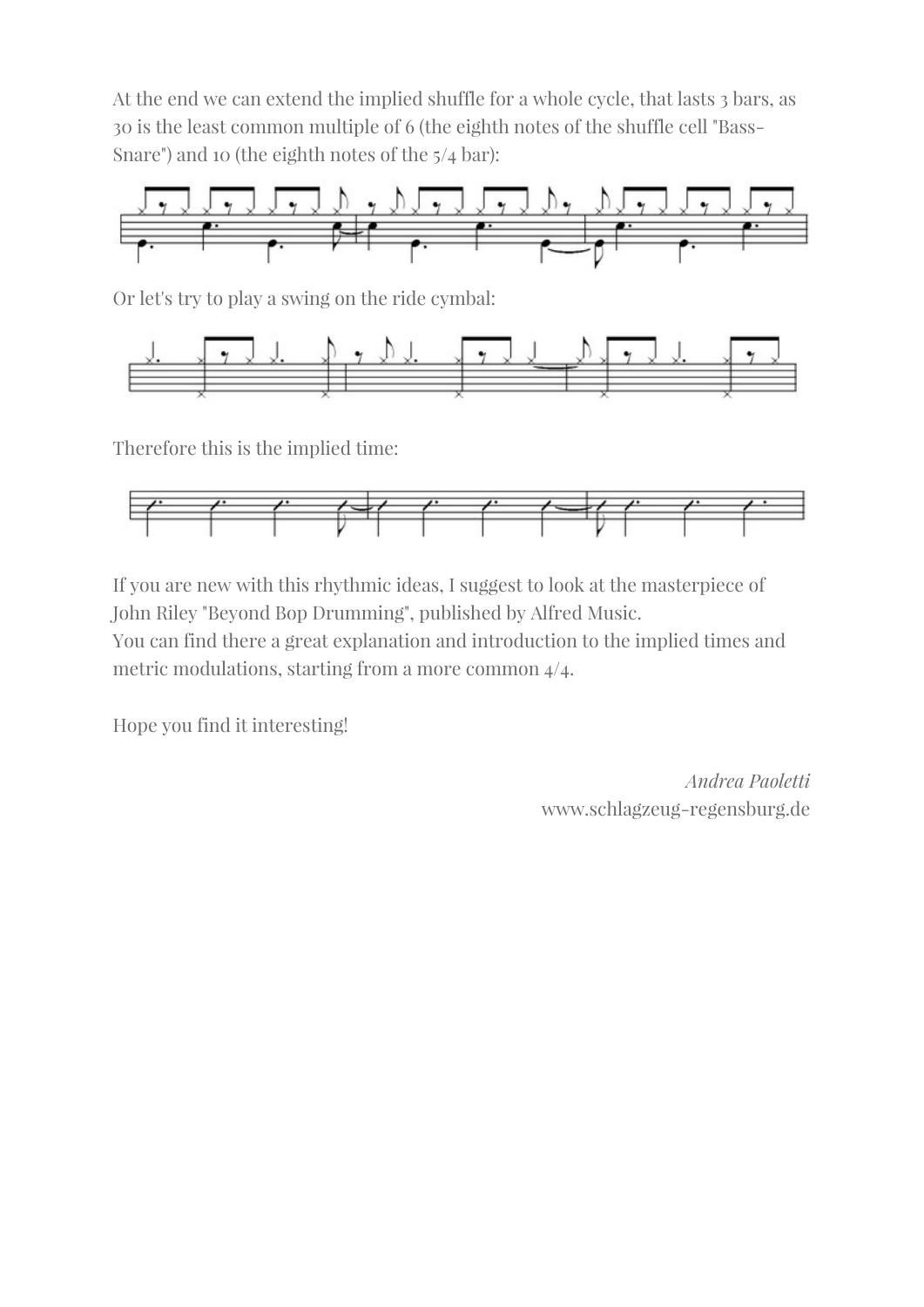At the end we can extend the implied shuffle for a whole cycle, that lasts 3 bars, as 30 is the least common multiple of 6 (the eighth notes of the shuffle cell "Bass-Snare") and 10 (the eighth notes of the 5/4 bar):

Or let's try to play a swing on the ride cymbal:

Therefore this is the implied time:

If you are new with this rhythmic ideas, I suggest to look at the masterpiece of John Riley "Beyond Bop Drumming", published by Alfred Music.
You can find there a great explanation and introduction to the implied times and metric modulations, starting from a more common 4/4.

Hope you find it interesting!

*Andrea Paoletti*
www.schlagzeug-regensburg.de